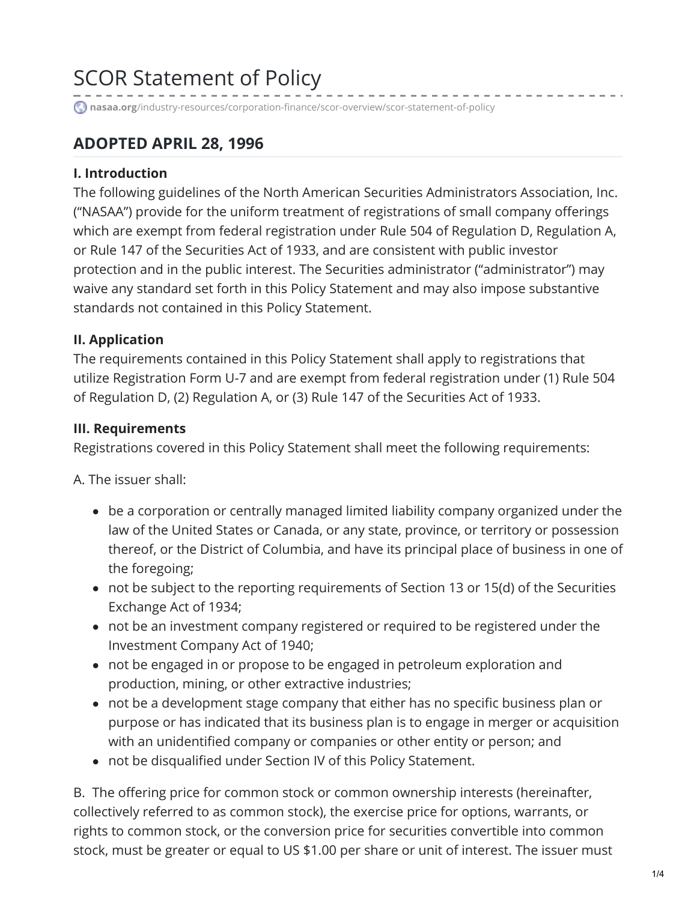# SCOR Statement of Policy

nasaa.org/industry-resources/corporation-finance/scor-overview/scor-statement-of-policy

## ADOPTED APRIL 28, 1996

### I. Introduction

The following guidelines of the North American Securities Administrators Association, Inc. ("NASAA") provide for the uniform treatment of registrations of small company offerings which are exempt from federal registration under Rule 504 of Regulation D, Regulation A, or Rule 147 of the Securities Act of 1933, and are consistent with public investor protection and in the public interest. The Securities administrator ("administrator") may waive any standard set forth in this Policy Statement and may also impose substantive standards not contained in this Policy Statement.

### II. Application

The requirements contained in this Policy Statement shall apply to registrations that utilize Registration Form U-7 and are exempt from federal registration under (1) Rule 504 of Regulation D, (2) Regulation A, or (3) Rule 147 of the Securities Act of 1933.

### III. Requirements

Registrations covered in this Policy Statement shall meet the following requirements:

A. The issuer shall:

- be a corporation or centrally managed limited liability company organized under the law of the United States or Canada, or any state, province, or territory or possession thereof, or the District of Columbia, and have its principal place of business in one of the foregoing;
- not be subject to the reporting requirements of Section 13 or 15(d) of the Securities Exchange Act of 1934;
- not be an investment company registered or required to be registered under the Investment Company Act of 1940;
- not be engaged in or propose to be engaged in petroleum exploration and production, mining, or other extractive industries;
- not be a development stage company that either has no specific business plan or purpose or has indicated that its business plan is to engage in merger or acquisition with an unidentified company or companies or other entity or person; and
- not be disqualified under Section IV of this Policy Statement.

B. The offering price for common stock or common ownership interests (hereinafter, collectively referred to as common stock), the exercise price for options, warrants, or rights to common stock, or the conversion price for securities convertible into common stock, must be greater or equal to US $1.00 per share or unit of interest. The issuer must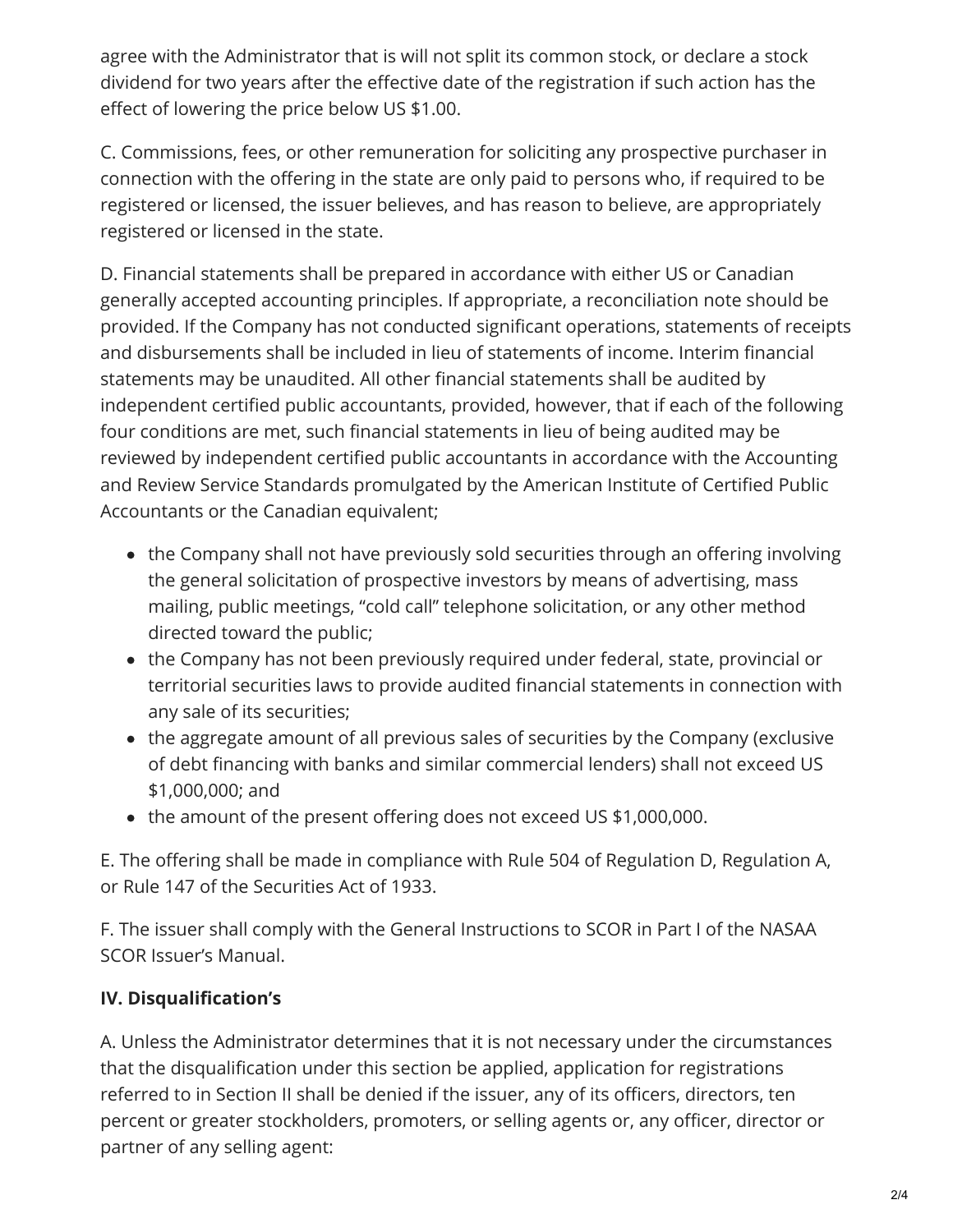agree with the Administrator that is will not split its common stock, or declare a stock dividend for two years after the effective date of the registration if such action has the effect of lowering the price below US $1.00.

C. Commissions, fees, or other remuneration for soliciting any prospective purchaser in connection with the offering in the state are only paid to persons who, if required to be registered or licensed, the issuer believes, and has reason to believe, are appropriately registered or licensed in the state.

D. Financial statements shall be prepared in accordance with either US or Canadian generally accepted accounting principles. If appropriate, a reconciliation note should be provided. If the Company has not conducted significant operations, statements of receipts and disbursements shall be included in lieu of statements of income. Interim financial statements may be unaudited. All other financial statements shall be audited by independent certified public accountants, provided, however, that if each of the following four conditions are met, such financial statements in lieu of being audited may be reviewed by independent certified public accountants in accordance with the Accounting and Review Service Standards promulgated by the American Institute of Certified Public Accountants or the Canadian equivalent;

- the Company shall not have previously sold securities through an offering involving the general solicitation of prospective investors by means of advertising, mass mailing, public meetings, "cold call" telephone solicitation, or any other method directed toward the public;
- the Company has not been previously required under federal, state, provincial or territorial securities laws to provide audited financial statements in connection with any sale of its securities;
- the aggregate amount of all previous sales of securities by the Company (exclusive of debt financing with banks and similar commercial lenders) shall not exceed US $1,000,000; and
- the amount of the present offering does not exceed US $1,000,000.

E. The offering shall be made in compliance with Rule 504 of Regulation D, Regulation A, or Rule 147 of the Securities Act of 1933.

F. The issuer shall comply with the General Instructions to SCOR in Part I of the NASAA SCOR Issuer's Manual.

**IV. Disqualification's**

A. Unless the Administrator determines that it is not necessary under the circumstances that the disqualification under this section be applied, application for registrations referred to in Section II shall be denied if the issuer, any of its officers, directors, ten percent or greater stockholders, promoters, or selling agents or, any officer, director or partner of any selling agent: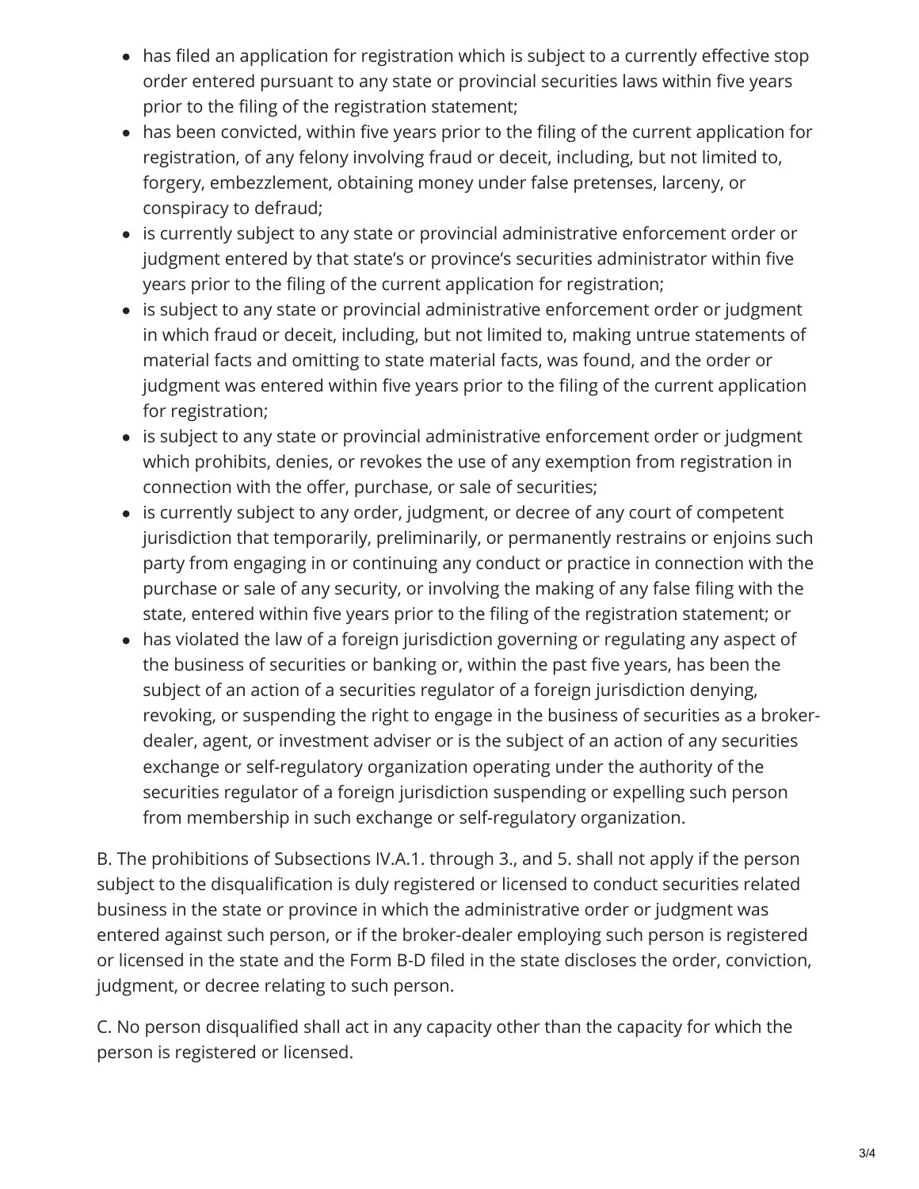- has filed an application for registration which is subject to a currently effective stop order entered pursuant to any state or provincial securities laws within five years prior to the filing of the registration statement;
- has been convicted, within five years prior to the filing of the current application for registration, of any felony involving fraud or deceit, including, but not limited to, forgery, embezzlement, obtaining money under false pretenses, larceny, or conspiracy to defraud;
- is currently subject to any state or provincial administrative enforcement order or judgment entered by that state's or province's securities administrator within five years prior to the filing of the current application for registration;
- is subject to any state or provincial administrative enforcement order or judgment in which fraud or deceit, including, but not limited to, making untrue statements of material facts and omitting to state material facts, was found, and the order or judgment was entered within five years prior to the filing of the current application for registration;
- is subject to any state or provincial administrative enforcement order or judgment which prohibits, denies, or revokes the use of any exemption from registration in connection with the offer, purchase, or sale of securities;
- is currently subject to any order, judgment, or decree of any court of competent jurisdiction that temporarily, preliminarily, or permanently restrains or enjoins such party from engaging in or continuing any conduct or practice in connection with the purchase or sale of any security, or involving the making of any false filing with the state, entered within five years prior to the filing of the registration statement; or
- has violated the law of a foreign jurisdiction governing or regulating any aspect of the business of securities or banking or, within the past five years, has been the subject of an action of a securities regulator of a foreign jurisdiction denying, revoking, or suspending the right to engage in the business of securities as a broker-dealer, agent, or investment adviser or is the subject of an action of any securities exchange or self-regulatory organization operating under the authority of the securities regulator of a foreign jurisdiction suspending or expelling such person from membership in such exchange or self-regulatory organization.

B. The prohibitions of Subsections IV.A.1. through 3., and 5. shall not apply if the person subject to the disqualification is duly registered or licensed to conduct securities related business in the state or province in which the administrative order or judgment was entered against such person, or if the broker-dealer employing such person is registered or licensed in the state and the Form B-D filed in the state discloses the order, conviction, judgment, or decree relating to such person.

C. No person disqualified shall act in any capacity other than the capacity for which the person is registered or licensed.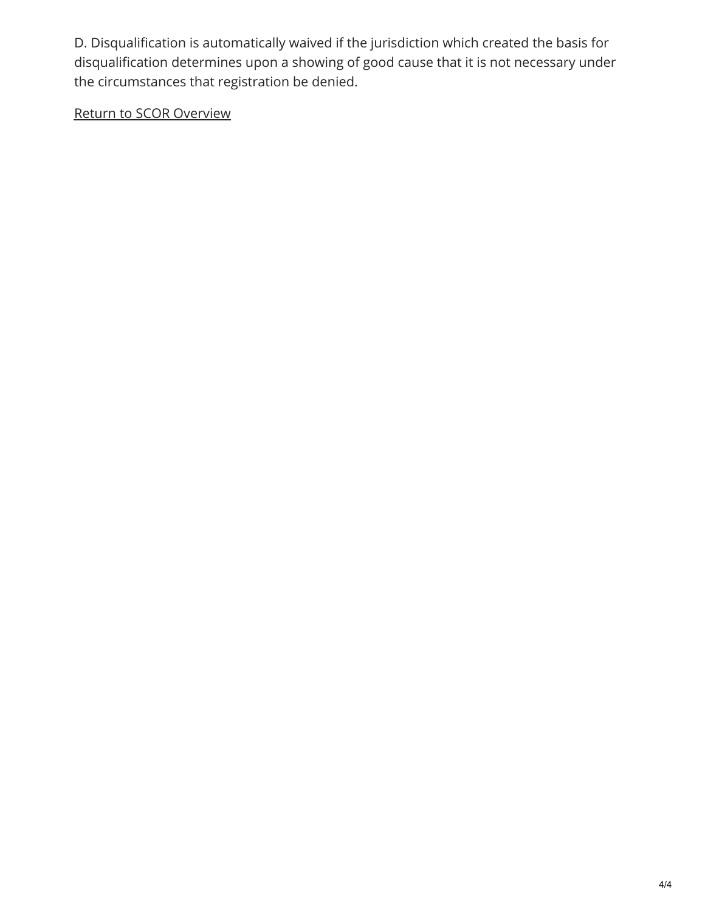D. Disqualification is automatically waived if the jurisdiction which created the basis for disqualification determines upon a showing of good cause that it is not necessary under the circumstances that registration be denied.

Return to SCOR Overview